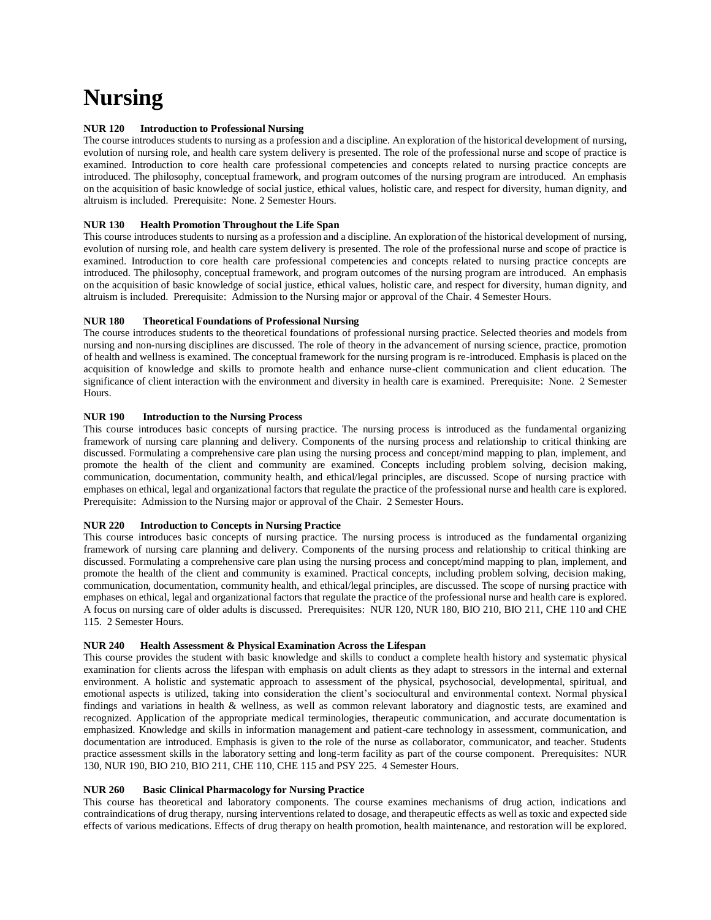# Nursing

**NUR 120 Introduction to Professional Nursing**

The course introduces students to nursing as a profession and a discipline. An exploration of the historical development of nursing, evolution of nursing role, and health care system delivery is presented. The role of the professional nurse and scope of practice is examined. Introduction to core health care professional competencies and concepts related to nursing practice concepts are introduced. The philosophy, conceptual framework, and program outcomes of the nursing program are introduced. An emphasis on the acquisition of basic knowledge of social justice, ethical values, holistic care, and respect for diversity, human dignity, and altruism is included. Prerequisite: None. 2 Semester Hours.

**NUR 130 Health Promotion Throughout the Life Span**

This course introduces students to nursing as a profession and a discipline. An exploration of the historical development of nursing, evolution of nursing role, and health care system delivery is presented. The role of the professional nurse and scope of practice is examined. Introduction to core health care professional competencies and concepts related to nursing practice concepts are introduced. The philosophy, conceptual framework, and program outcomes of the nursing program are introduced. An emphasis on the acquisition of basic knowledge of social justice, ethical values, holistic care, and respect for diversity, human dignity, and altruism is included. Prerequisite: Admission to the Nursing major or approval of the Chair. 4 Semester Hours.

**NUR 180 Theoretical Foundations of Professional Nursing**

The course introduces students to the theoretical foundations of professional nursing practice. Selected theories and models from nursing and non-nursing disciplines are discussed. The role of theory in the advancement of nursing science, practice, promotion of health and wellness is examined. The conceptual framework for the nursing program is re-introduced. Emphasis is placed on the acquisition of knowledge and skills to promote health and enhance nurse-client communication and client education. The significance of client interaction with the environment and diversity in health care is examined. Prerequisite: None. 2 Semester Hours.

**NUR 190 Introduction to the Nursing Process**

This course introduces basic concepts of nursing practice. The nursing process is introduced as the fundamental organizing framework of nursing care planning and delivery. Components of the nursing process and relationship to critical thinking are discussed. Formulating a comprehensive care plan using the nursing process and concept/mind mapping to plan, implement, and promote the health of the client and community are examined. Concepts including problem solving, decision making, communication, documentation, community health, and ethical/legal principles, are discussed. Scope of nursing practice with emphases on ethical, legal and organizational factors that regulate the practice of the professional nurse and health care is explored. Prerequisite: Admission to the Nursing major or approval of the Chair. 2 Semester Hours.

**NUR 220 Introduction to Concepts in Nursing Practice**

This course introduces basic concepts of nursing practice. The nursing process is introduced as the fundamental organizing framework of nursing care planning and delivery. Components of the nursing process and relationship to critical thinking are discussed. Formulating a comprehensive care plan using the nursing process and concept/mind mapping to plan, implement, and promote the health of the client and community is examined. Practical concepts, including problem solving, decision making, communication, documentation, community health, and ethical/legal principles, are discussed. The scope of nursing practice with emphases on ethical, legal and organizational factors that regulate the practice of the professional nurse and health care is explored. A focus on nursing care of older adults is discussed. Prerequisites: NUR 120, NUR 180, BIO 210, BIO 211, CHE 110 and CHE 115. 2 Semester Hours.

**NUR 240 Health Assessment & Physical Examination Across the Lifespan**

This course provides the student with basic knowledge and skills to conduct a complete health history and systematic physical examination for clients across the lifespan with emphasis on adult clients as they adapt to stressors in the internal and external environment. A holistic and systematic approach to assessment of the physical, psychosocial, developmental, spiritual, and emotional aspects is utilized, taking into consideration the client's sociocultural and environmental context. Normal physical findings and variations in health & wellness, as well as common relevant laboratory and diagnostic tests, are examined and recognized. Application of the appropriate medical terminologies, therapeutic communication, and accurate documentation is emphasized. Knowledge and skills in information management and patient-care technology in assessment, communication, and documentation are introduced. Emphasis is given to the role of the nurse as collaborator, communicator, and teacher. Students practice assessment skills in the laboratory setting and long-term facility as part of the course component. Prerequisites: NUR 130, NUR 190, BIO 210, BIO 211, CHE 110, CHE 115 and PSY 225. 4 Semester Hours.

**NUR 260 Basic Clinical Pharmacology for Nursing Practice**

This course has theoretical and laboratory components. The course examines mechanisms of drug action, indications and contraindications of drug therapy, nursing interventions related to dosage, and therapeutic effects as well as toxic and expected side effects of various medications. Effects of drug therapy on health promotion, health maintenance, and restoration will be explored.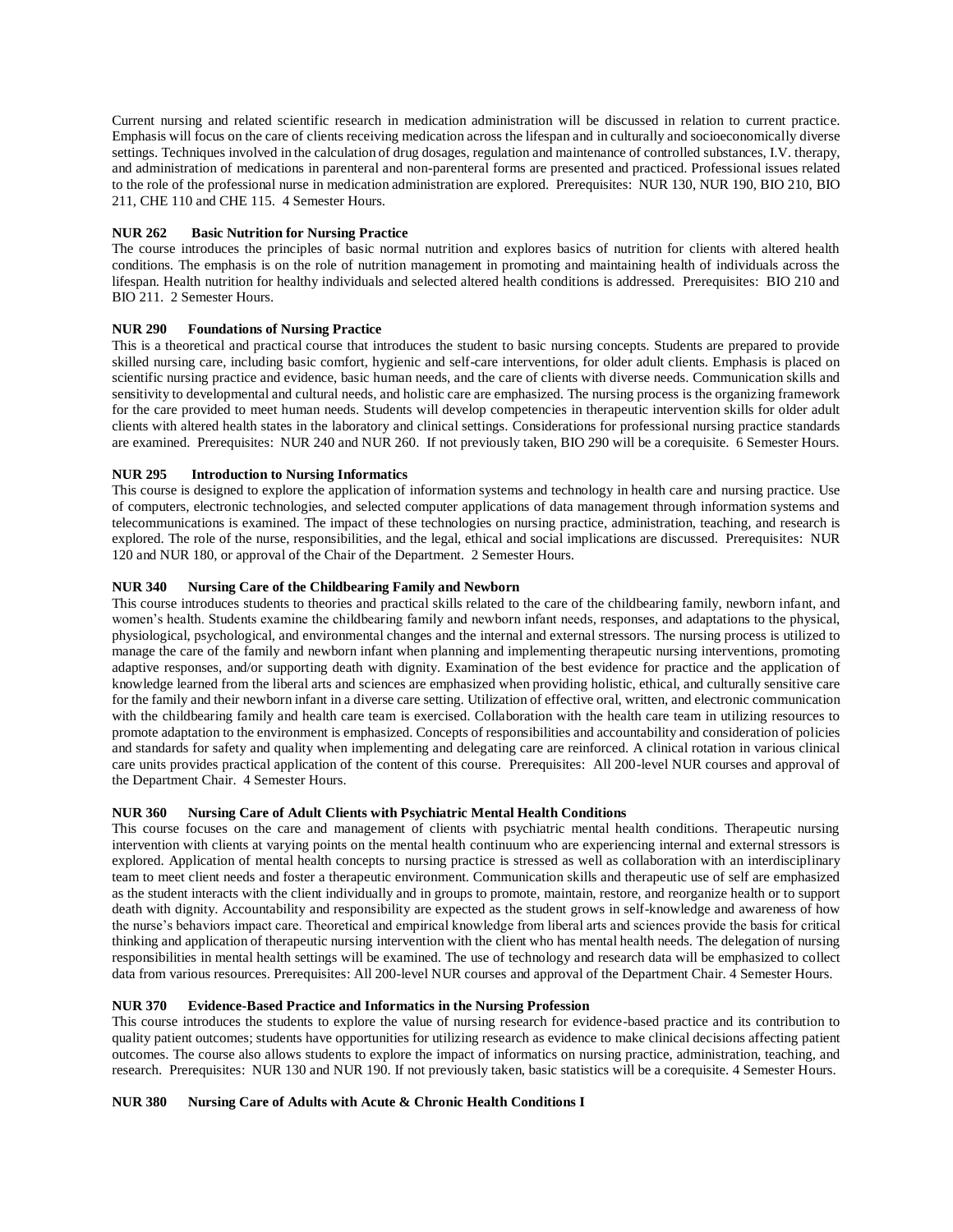Current nursing and related scientific research in medication administration will be discussed in relation to current practice. Emphasis will focus on the care of clients receiving medication across the lifespan and in culturally and socioeconomically diverse settings. Techniques involved in the calculation of drug dosages, regulation and maintenance of controlled substances, I.V. therapy, and administration of medications in parenteral and non-parenteral forms are presented and practiced. Professional issues related to the role of the professional nurse in medication administration are explored. Prerequisites: NUR 130, NUR 190, BIO 210, BIO 211, CHE 110 and CHE 115. 4 Semester Hours.

**NUR 262 Basic Nutrition for Nursing Practice**

The course introduces the principles of basic normal nutrition and explores basics of nutrition for clients with altered health conditions. The emphasis is on the role of nutrition management in promoting and maintaining health of individuals across the lifespan. Health nutrition for healthy individuals and selected altered health conditions is addressed. Prerequisites: BIO 210 and BIO 211. 2 Semester Hours.

**NUR 290 Foundations of Nursing Practice**

This is a theoretical and practical course that introduces the student to basic nursing concepts. Students are prepared to provide skilled nursing care, including basic comfort, hygienic and self-care interventions, for older adult clients. Emphasis is placed on scientific nursing practice and evidence, basic human needs, and the care of clients with diverse needs. Communication skills and sensitivity to developmental and cultural needs, and holistic care are emphasized. The nursing process is the organizing framework for the care provided to meet human needs. Students will develop competencies in therapeutic intervention skills for older adult clients with altered health states in the laboratory and clinical settings. Considerations for professional nursing practice standards are examined. Prerequisites: NUR 240 and NUR 260. If not previously taken, BIO 290 will be a corequisite. 6 Semester Hours.

**NUR 295 Introduction to Nursing Informatics**

This course is designed to explore the application of information systems and technology in health care and nursing practice. Use of computers, electronic technologies, and selected computer applications of data management through information systems and telecommunications is examined. The impact of these technologies on nursing practice, administration, teaching, and research is explored. The role of the nurse, responsibilities, and the legal, ethical and social implications are discussed. Prerequisites: NUR 120 and NUR 180, or approval of the Chair of the Department. 2 Semester Hours.

**NUR 340 Nursing Care of the Childbearing Family and Newborn**

This course introduces students to theories and practical skills related to the care of the childbearing family, newborn infant, and women's health. Students examine the childbearing family and newborn infant needs, responses, and adaptations to the physical, physiological, psychological, and environmental changes and the internal and external stressors. The nursing process is utilized to manage the care of the family and newborn infant when planning and implementing therapeutic nursing interventions, promoting adaptive responses, and/or supporting death with dignity. Examination of the best evidence for practice and the application of knowledge learned from the liberal arts and sciences are emphasized when providing holistic, ethical, and culturally sensitive care for the family and their newborn infant in a diverse care setting. Utilization of effective oral, written, and electronic communication with the childbearing family and health care team is exercised. Collaboration with the health care team in utilizing resources to promote adaptation to the environment is emphasized. Concepts of responsibilities and accountability and consideration of policies and standards for safety and quality when implementing and delegating care are reinforced. A clinical rotation in various clinical care units provides practical application of the content of this course. Prerequisites: All 200-level NUR courses and approval of the Department Chair. 4 Semester Hours.

**NUR 360 Nursing Care of Adult Clients with Psychiatric Mental Health Conditions**

This course focuses on the care and management of clients with psychiatric mental health conditions. Therapeutic nursing intervention with clients at varying points on the mental health continuum who are experiencing internal and external stressors is explored. Application of mental health concepts to nursing practice is stressed as well as collaboration with an interdisciplinary team to meet client needs and foster a therapeutic environment. Communication skills and therapeutic use of self are emphasized as the student interacts with the client individually and in groups to promote, maintain, restore, and reorganize health or to support death with dignity. Accountability and responsibility are expected as the student grows in self-knowledge and awareness of how the nurse's behaviors impact care. Theoretical and empirical knowledge from liberal arts and sciences provide the basis for critical thinking and application of therapeutic nursing intervention with the client who has mental health needs. The delegation of nursing responsibilities in mental health settings will be examined. The use of technology and research data will be emphasized to collect data from various resources. Prerequisites: All 200-level NUR courses and approval of the Department Chair. 4 Semester Hours.

**NUR 370 Evidence-Based Practice and Informatics in the Nursing Profession**

This course introduces the students to explore the value of nursing research for evidence-based practice and its contribution to quality patient outcomes; students have opportunities for utilizing research as evidence to make clinical decisions affecting patient outcomes. The course also allows students to explore the impact of informatics on nursing practice, administration, teaching, and research. Prerequisites: NUR 130 and NUR 190. If not previously taken, basic statistics will be a corequisite. 4 Semester Hours.

**NUR 380 Nursing Care of Adults with Acute & Chronic Health Conditions I**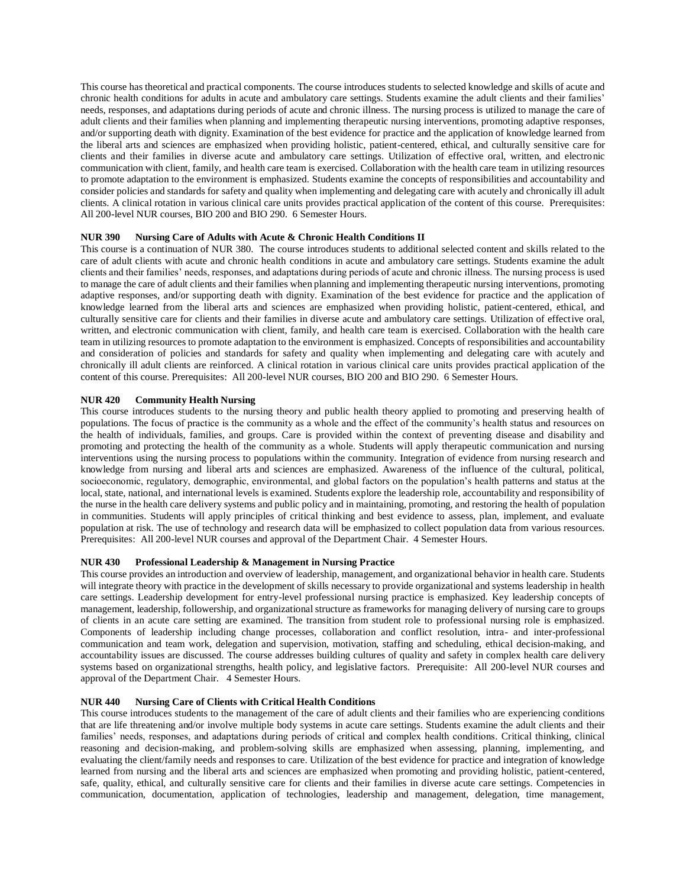This course has theoretical and practical components. The course introduces students to selected knowledge and skills of acute and chronic health conditions for adults in acute and ambulatory care settings. Students examine the adult clients and their families' needs, responses, and adaptations during periods of acute and chronic illness. The nursing process is utilized to manage the care of adult clients and their families when planning and implementing therapeutic nursing interventions, promoting adaptive responses, and/or supporting death with dignity. Examination of the best evidence for practice and the application of knowledge learned from the liberal arts and sciences are emphasized when providing holistic, patient-centered, ethical, and culturally sensitive care for clients and their families in diverse acute and ambulatory care settings. Utilization of effective oral, written, and electronic communication with client, family, and health care team is exercised. Collaboration with the health care team in utilizing resources to promote adaptation to the environment is emphasized. Students examine the concepts of responsibilities and accountability and consider policies and standards for safety and quality when implementing and delegating care with acutely and chronically ill adult clients. A clinical rotation in various clinical care units provides practical application of the content of this course. Prerequisites: All 200-level NUR courses, BIO 200 and BIO 290. 6 Semester Hours.

**NUR 390 Nursing Care of Adults with Acute & Chronic Health Conditions II**

This course is a continuation of NUR 380. The course introduces students to additional selected content and skills related to the care of adult clients with acute and chronic health conditions in acute and ambulatory care settings. Students examine the adult clients and their families' needs, responses, and adaptations during periods of acute and chronic illness. The nursing process is used to manage the care of adult clients and their families when planning and implementing therapeutic nursing interventions, promoting adaptive responses, and/or supporting death with dignity. Examination of the best evidence for practice and the application of knowledge learned from the liberal arts and sciences are emphasized when providing holistic, patient-centered, ethical, and culturally sensitive care for clients and their families in diverse acute and ambulatory care settings. Utilization of effective oral, written, and electronic communication with client, family, and health care team is exercised. Collaboration with the health care team in utilizing resources to promote adaptation to the environment is emphasized. Concepts of responsibilities and accountability and consideration of policies and standards for safety and quality when implementing and delegating care with acutely and chronically ill adult clients are reinforced. A clinical rotation in various clinical care units provides practical application of the content of this course. Prerequisites: All 200-level NUR courses, BIO 200 and BIO 290. 6 Semester Hours.

**NUR 420 Community Health Nursing**

This course introduces students to the nursing theory and public health theory applied to promoting and preserving health of populations. The focus of practice is the community as a whole and the effect of the community's health status and resources on the health of individuals, families, and groups. Care is provided within the context of preventing disease and disability and promoting and protecting the health of the community as a whole. Students will apply therapeutic communication and nursing interventions using the nursing process to populations within the community. Integration of evidence from nursing research and knowledge from nursing and liberal arts and sciences are emphasized. Awareness of the influence of the cultural, political, socioeconomic, regulatory, demographic, environmental, and global factors on the population's health patterns and status at the local, state, national, and international levels is examined. Students explore the leadership role, accountability and responsibility of the nurse in the health care delivery systems and public policy and in maintaining, promoting, and restoring the health of population in communities. Students will apply principles of critical thinking and best evidence to assess, plan, implement, and evaluate population at risk. The use of technology and research data will be emphasized to collect population data from various resources. Prerequisites: All 200-level NUR courses and approval of the Department Chair. 4 Semester Hours.

**NUR 430 Professional Leadership & Management in Nursing Practice**

This course provides an introduction and overview of leadership, management, and organizational behavior in health care. Students will integrate theory with practice in the development of skills necessary to provide organizational and systems leadership in health care settings. Leadership development for entry-level professional nursing practice is emphasized. Key leadership concepts of management, leadership, followership, and organizational structure as frameworks for managing delivery of nursing care to groups of clients in an acute care setting are examined. The transition from student role to professional nursing role is emphasized. Components of leadership including change processes, collaboration and conflict resolution, intra- and inter-professional communication and team work, delegation and supervision, motivation, staffing and scheduling, ethical decision-making, and accountability issues are discussed. The course addresses building cultures of quality and safety in complex health care delivery systems based on organizational strengths, health policy, and legislative factors. Prerequisite: All 200-level NUR courses and approval of the Department Chair. 4 Semester Hours.

**NUR 440 Nursing Care of Clients with Critical Health Conditions**

This course introduces students to the management of the care of adult clients and their families who are experiencing conditions that are life threatening and/or involve multiple body systems in acute care settings. Students examine the adult clients and their families' needs, responses, and adaptations during periods of critical and complex health conditions. Critical thinking, clinical reasoning and decision-making, and problem-solving skills are emphasized when assessing, planning, implementing, and evaluating the client/family needs and responses to care. Utilization of the best evidence for practice and integration of knowledge learned from nursing and the liberal arts and sciences are emphasized when promoting and providing holistic, patient-centered, safe, quality, ethical, and culturally sensitive care for clients and their families in diverse acute care settings. Competencies in communication, documentation, application of technologies, leadership and management, delegation, time management,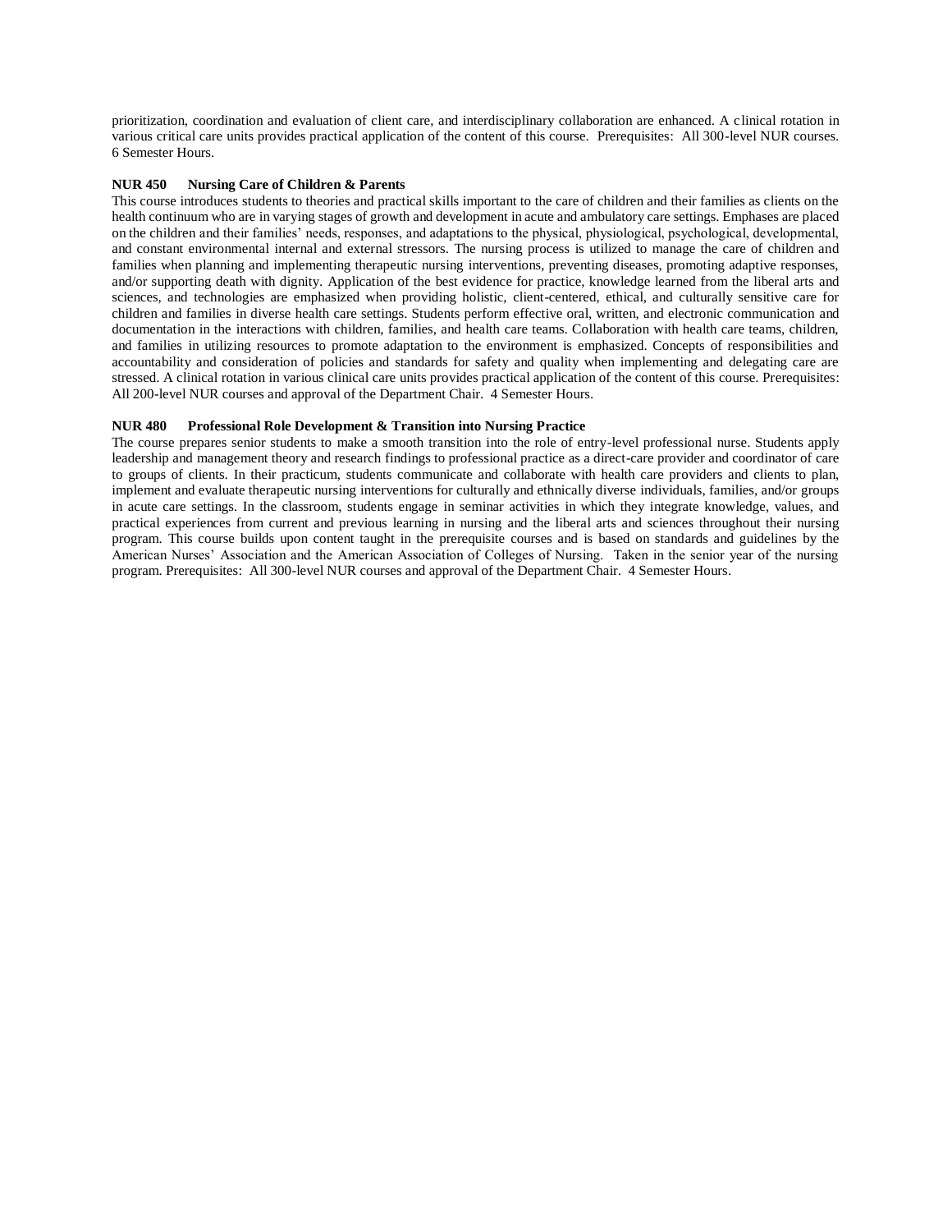prioritization, coordination and evaluation of client care, and interdisciplinary collaboration are enhanced. A clinical rotation in various critical care units provides practical application of the content of this course. Prerequisites: All 300-level NUR courses. 6 Semester Hours.

**NUR 450 Nursing Care of Children & Parents**

This course introduces students to theories and practical skills important to the care of children and their families as clients on the health continuum who are in varying stages of growth and development in acute and ambulatory care settings. Emphases are placed on the children and their families' needs, responses, and adaptations to the physical, physiological, psychological, developmental, and constant environmental internal and external stressors. The nursing process is utilized to manage the care of children and families when planning and implementing therapeutic nursing interventions, preventing diseases, promoting adaptive responses, and/or supporting death with dignity. Application of the best evidence for practice, knowledge learned from the liberal arts and sciences, and technologies are emphasized when providing holistic, client-centered, ethical, and culturally sensitive care for children and families in diverse health care settings. Students perform effective oral, written, and electronic communication and documentation in the interactions with children, families, and health care teams. Collaboration with health care teams, children, and families in utilizing resources to promote adaptation to the environment is emphasized. Concepts of responsibilities and accountability and consideration of policies and standards for safety and quality when implementing and delegating care are stressed. A clinical rotation in various clinical care units provides practical application of the content of this course. Prerequisites: All 200-level NUR courses and approval of the Department Chair. 4 Semester Hours.

**NUR 480 Professional Role Development & Transition into Nursing Practice**

The course prepares senior students to make a smooth transition into the role of entry-level professional nurse. Students apply leadership and management theory and research findings to professional practice as a direct-care provider and coordinator of care to groups of clients. In their practicum, students communicate and collaborate with health care providers and clients to plan, implement and evaluate therapeutic nursing interventions for culturally and ethnically diverse individuals, families, and/or groups in acute care settings. In the classroom, students engage in seminar activities in which they integrate knowledge, values, and practical experiences from current and previous learning in nursing and the liberal arts and sciences throughout their nursing program. This course builds upon content taught in the prerequisite courses and is based on standards and guidelines by the American Nurses' Association and the American Association of Colleges of Nursing. Taken in the senior year of the nursing program. Prerequisites: All 300-level NUR courses and approval of the Department Chair. 4 Semester Hours.